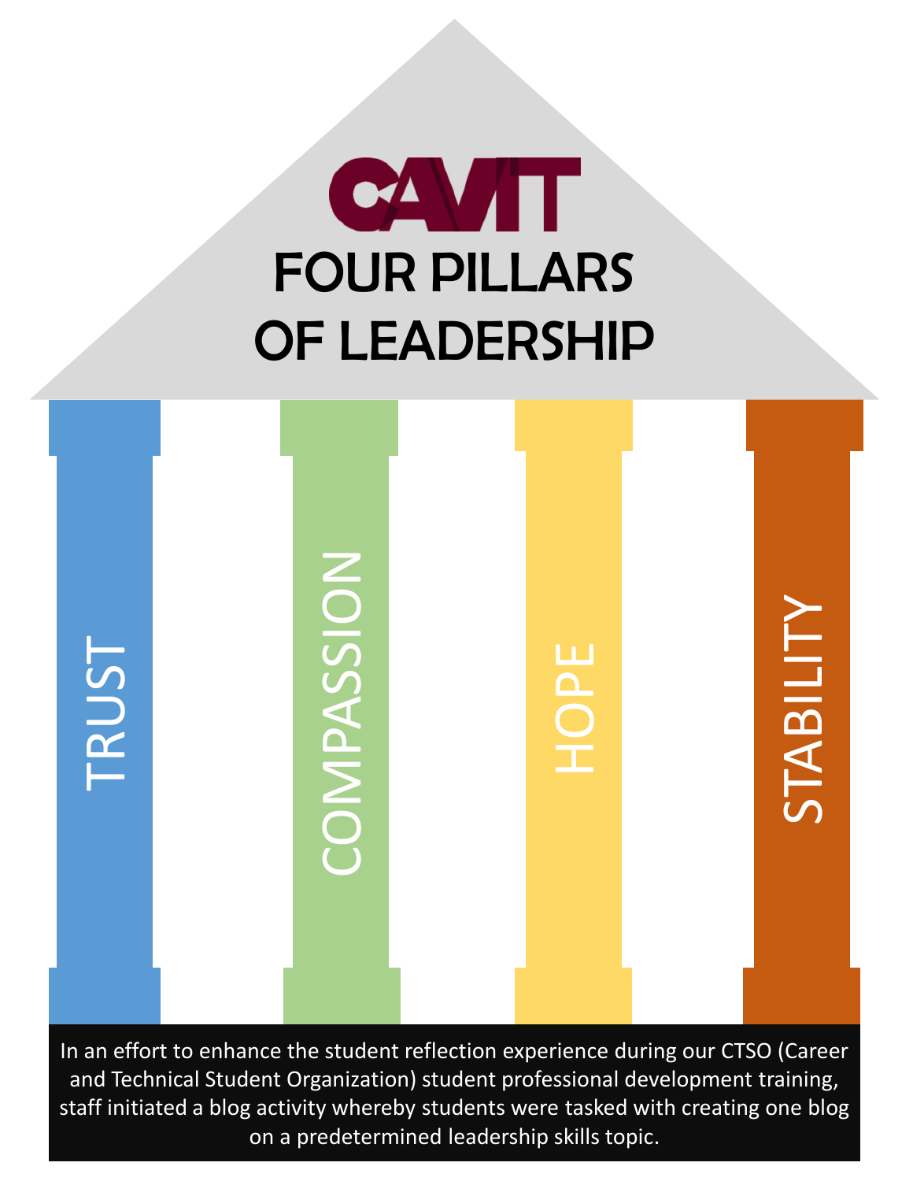CAVIT

# FOUR PILLARS OF LEADERSHIP

TRUST

COMPASSION

HOPE

STABILITY

In an effort to enhance the student reflection experience during our CTSO (Career and Technical Student Organization) student professional development training, staff initiated a blog activity whereby students were tasked with creating one blog on a predetermined leadership skills topic.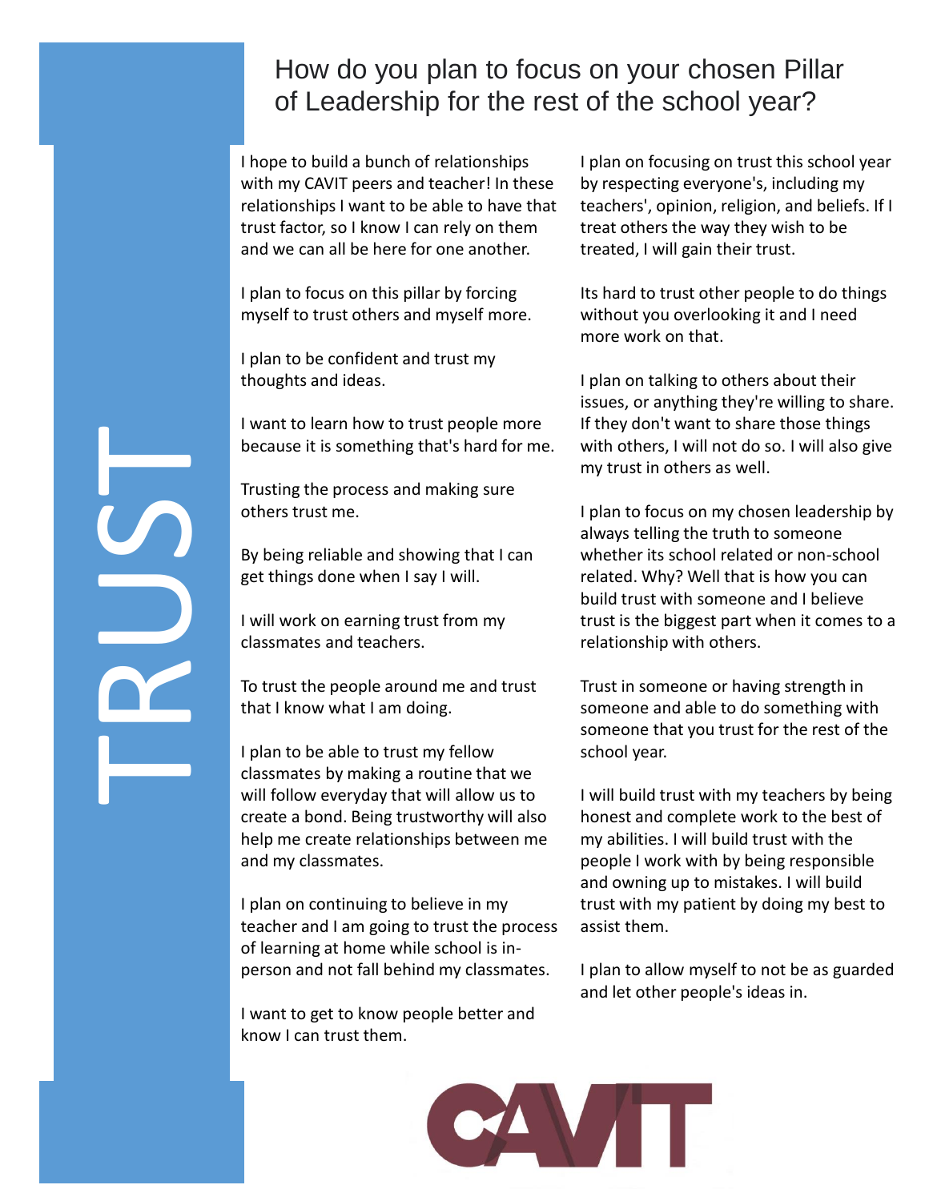# TRUST

## How do you plan to focus on your chosen Pillar of Leadership for the rest of the school year?

I hope to build a bunch of relationships with my CAVIT peers and teacher! In these relationships I want to be able to have that trust factor, so I know I can rely on them and we can all be here for one another.

I plan to focus on this pillar by forcing myself to trust others and myself more.

I plan to be confident and trust my thoughts and ideas.

I want to learn how to trust people more because it is something that's hard for me.

Trusting the process and making sure others trust me.

By being reliable and showing that I can get things done when I say I will.

I will work on earning trust from my classmates and teachers.

To trust the people around me and trust that I know what I am doing.

I plan to be able to trust my fellow classmates by making a routine that we will follow everyday that will allow us to create a bond. Being trustworthy will also help me create relationships between me and my classmates.

I plan on continuing to believe in my teacher and I am going to trust the process of learning at home while school is in-person and not fall behind my classmates.

I want to get to know people better and know I can trust them.

I plan on focusing on trust this school year by respecting everyone's, including my teachers', opinion, religion, and beliefs. If I treat others the way they wish to be treated, I will gain their trust.

Its hard to trust other people to do things without you overlooking it and I need more work on that.

I plan on talking to others about their issues, or anything they're willing to share. If they don't want to share those things with others, I will not do so. I will also give my trust in others as well.

I plan to focus on my chosen leadership by always telling the truth to someone whether its school related or non-school related. Why? Well that is how you can build trust with someone and I believe trust is the biggest part when it comes to a relationship with others.

Trust in someone or having strength in someone and able to do something with someone that you trust for the rest of the school year.

I will build trust with my teachers by being honest and complete work to the best of my abilities. I will build trust with the people I work with by being responsible and owning up to mistakes. I will build trust with my patient by doing my best to assist them.

I plan to allow myself to not be as guarded and let other people's ideas in.

CAVIT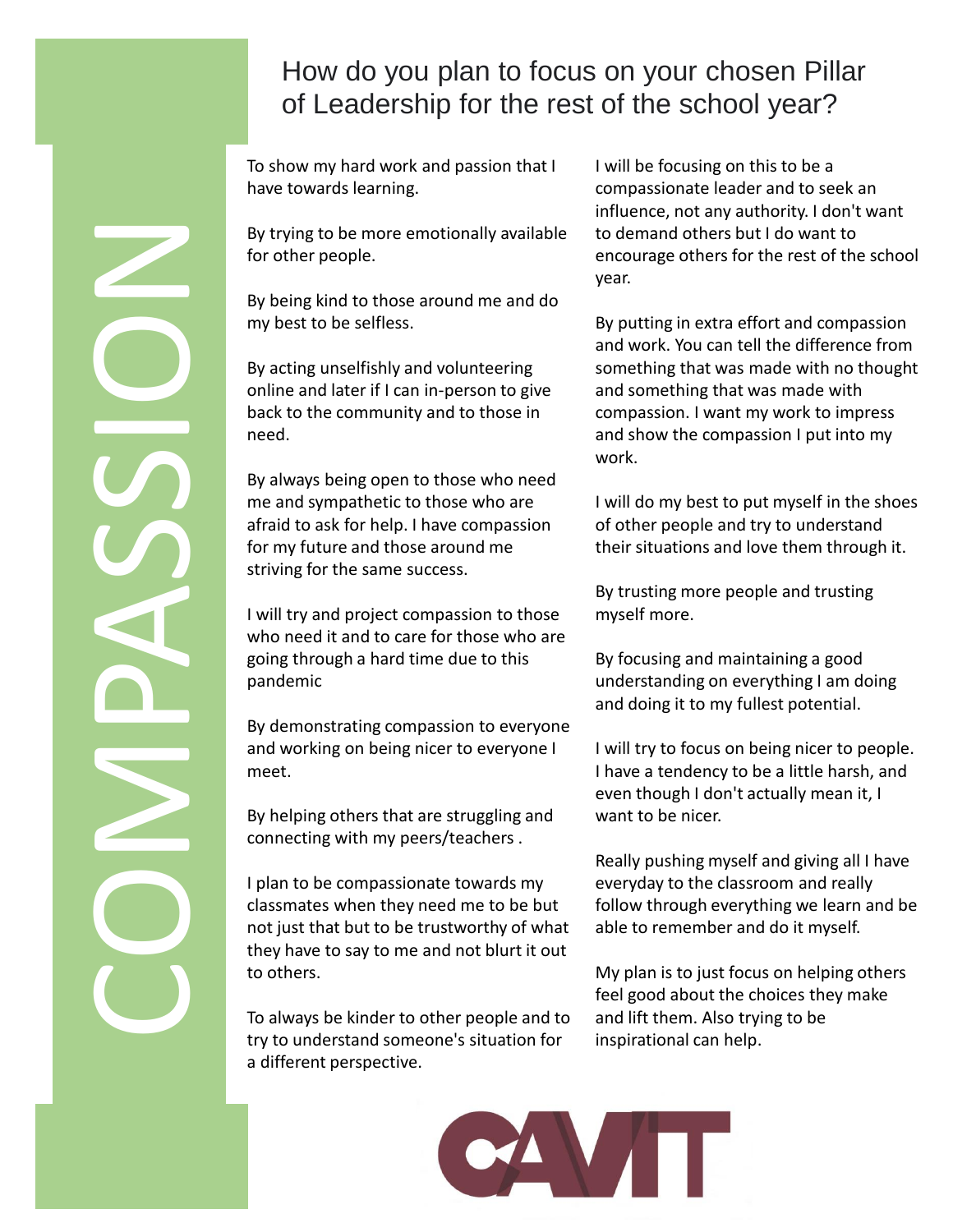# COMPASSION

## How do you plan to focus on your chosen Pillar of Leadership for the rest of the school year?

To show my hard work and passion that I have towards learning.

By trying to be more emotionally available for other people.

By being kind to those around me and do my best to be selfless.

By acting unselfishly and volunteering online and later if I can in-person to give back to the community and to those in need.

By always being open to those who need me and sympathetic to those who are afraid to ask for help. I have compassion for my future and those around me striving for the same success.

I will try and project compassion to those who need it and to care for those who are going through a hard time due to this pandemic

By demonstrating compassion to everyone and working on being nicer to everyone I meet.

By helping others that are struggling and connecting with my peers/teachers .

I plan to be compassionate towards my classmates when they need me to be but not just that but to be trustworthy of what they have to say to me and not blurt it out to others.

To always be kinder to other people and to try to understand someone's situation for a different perspective.

I will be focusing on this to be a compassionate leader and to seek an influence, not any authority. I don't want to demand others but I do want to encourage others for the rest of the school year.

By putting in extra effort and compassion and work. You can tell the difference from something that was made with no thought and something that was made with compassion. I want my work to impress and show the compassion I put into my work.

I will do my best to put myself in the shoes of other people and try to understand their situations and love them through it.

By trusting more people and trusting myself more.

By focusing and maintaining a good understanding on everything I am doing and doing it to my fullest potential.

I will try to focus on being nicer to people. I have a tendency to be a little harsh, and even though I don't actually mean it, I want to be nicer.

Really pushing myself and giving all I have everyday to the classroom and really follow through everything we learn and be able to remember and do it myself.

My plan is to just focus on helping others feel good about the choices they make and lift them. Also trying to be inspirational can help.

CAVIT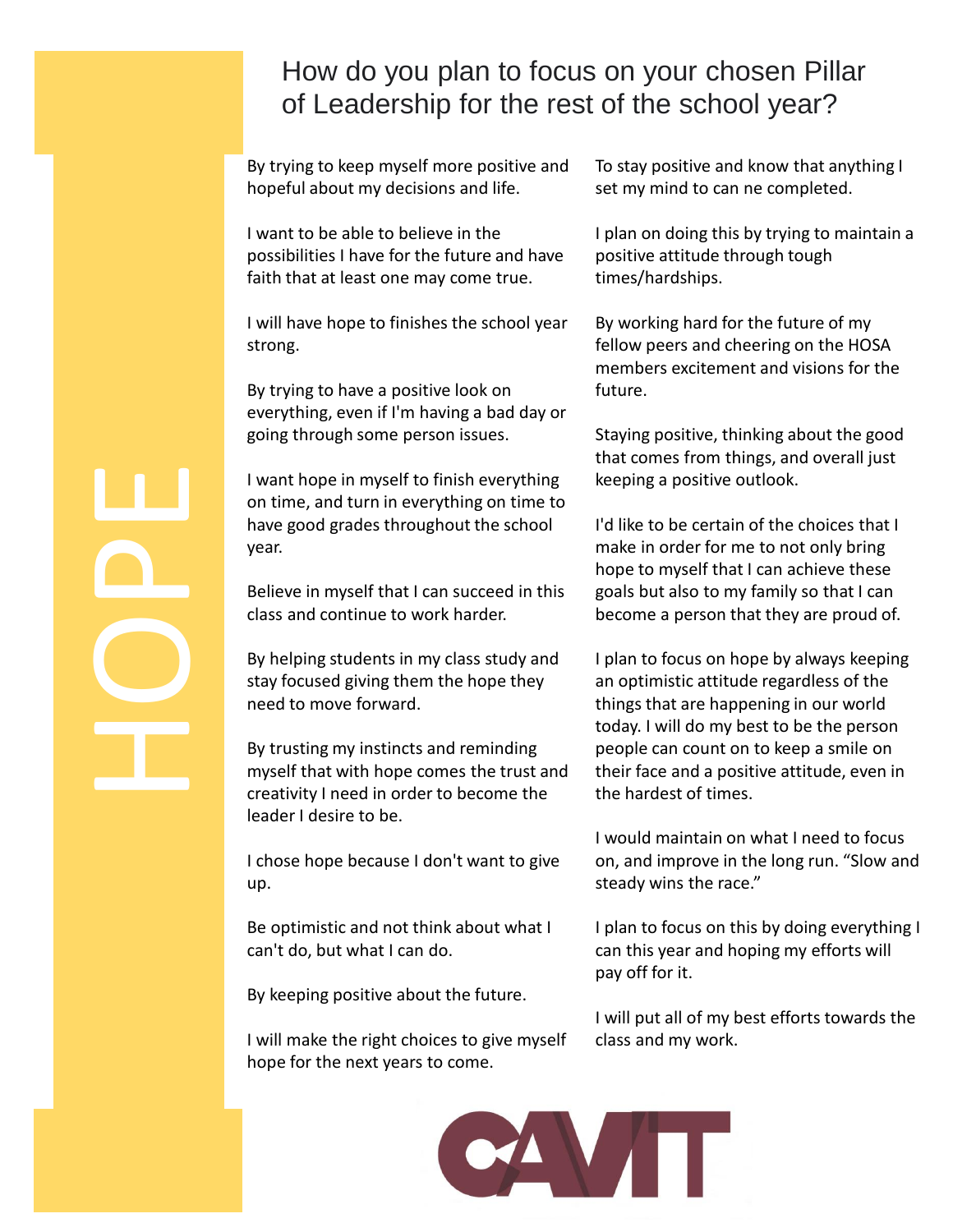# HOPE

## How do you plan to focus on your chosen Pillar of Leadership for the rest of the school year?

By trying to keep myself more positive and hopeful about my decisions and life.

I want to be able to believe in the possibilities I have for the future and have faith that at least one may come true.

I will have hope to finishes the school year strong.

By trying to have a positive look on everything, even if I'm having a bad day or going through some person issues.

I want hope in myself to finish everything on time, and turn in everything on time to have good grades throughout the school year.

Believe in myself that I can succeed in this class and continue to work harder.

By helping students in my class study and stay focused giving them the hope they need to move forward.

By trusting my instincts and reminding myself that with hope comes the trust and creativity I need in order to become the leader I desire to be.

I chose hope because I don't want to give up.

Be optimistic and not think about what I can't do, but what I can do.

By keeping positive about the future.

I will make the right choices to give myself hope for the next years to come.

To stay positive and know that anything I set my mind to can ne completed.

I plan on doing this by trying to maintain a positive attitude through tough times/hardships.

By working hard for the future of my fellow peers and cheering on the HOSA members excitement and visions for the future.

Staying positive, thinking about the good that comes from things, and overall just keeping a positive outlook.

I'd like to be certain of the choices that I make in order for me to not only bring hope to myself that I can achieve these goals but also to my family so that I can become a person that they are proud of.

I plan to focus on hope by always keeping an optimistic attitude regardless of the things that are happening in our world today. I will do my best to be the person people can count on to keep a smile on their face and a positive attitude, even in the hardest of times.

I would maintain on what I need to focus on, and improve in the long run. "Slow and steady wins the race."

I plan to focus on this by doing everything I can this year and hoping my efforts will pay off for it.

I will put all of my best efforts towards the class and my work.

CAVIT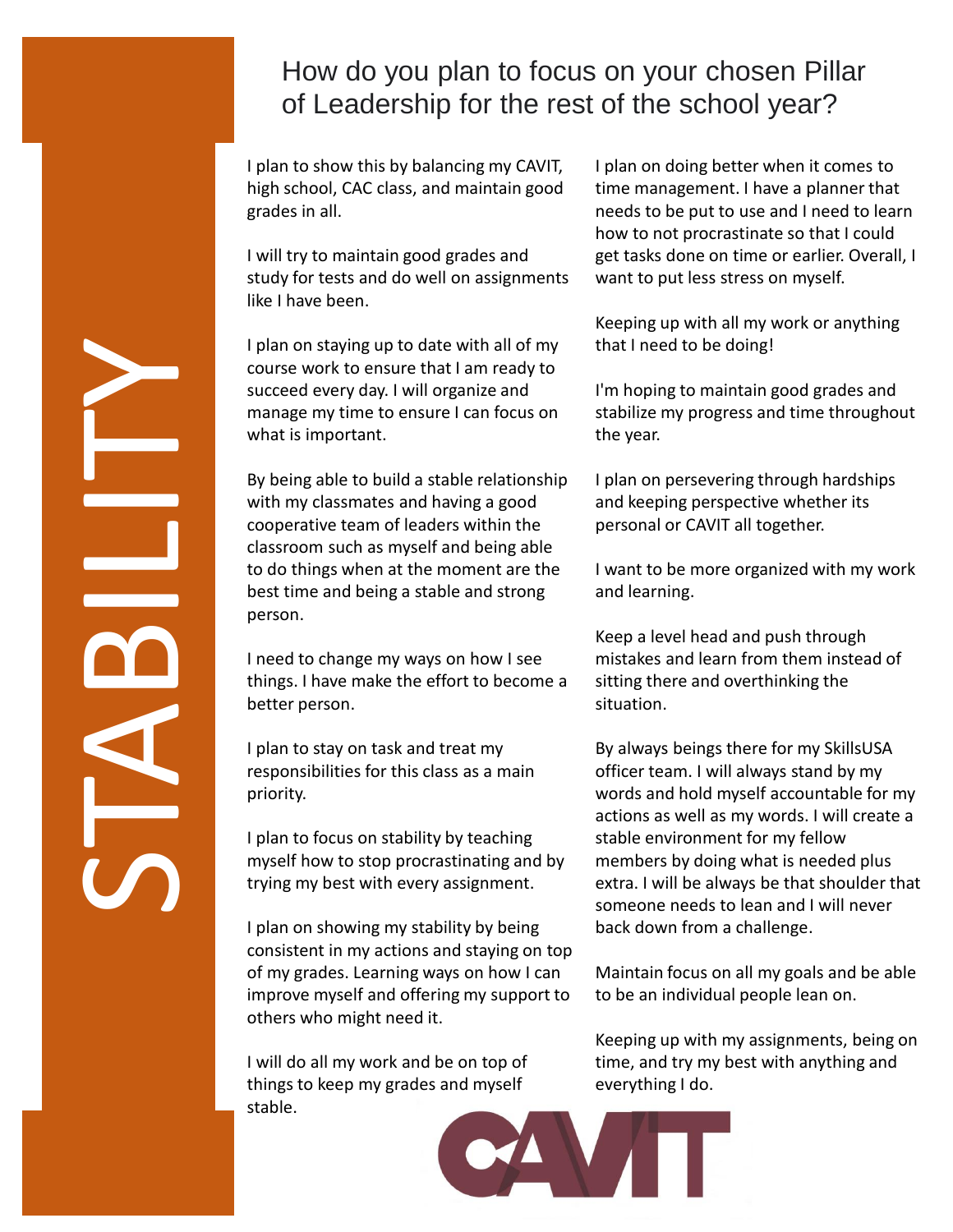# STABILITY

## How do you plan to focus on your chosen Pillar of Leadership for the rest of the school year?

I plan to show this by balancing my CAVIT, high school, CAC class, and maintain good grades in all.

I will try to maintain good grades and study for tests and do well on assignments like I have been.

I plan on staying up to date with all of my course work to ensure that I am ready to succeed every day. I will organize and manage my time to ensure I can focus on what is important.

By being able to build a stable relationship with my classmates and having a good cooperative team of leaders within the classroom such as myself and being able to do things when at the moment are the best time and being a stable and strong person.

I need to change my ways on how I see things. I have make the effort to become a better person.

I plan to stay on task and treat my responsibilities for this class as a main priority.

I plan to focus on stability by teaching myself how to stop procrastinating and by trying my best with every assignment.

I plan on showing my stability by being consistent in my actions and staying on top of my grades. Learning ways on how I can improve myself and offering my support to others who might need it.

I will do all my work and be on top of things to keep my grades and myself stable.

I plan on doing better when it comes to time management. I have a planner that needs to be put to use and I need to learn how to not procrastinate so that I could get tasks done on time or earlier. Overall, I want to put less stress on myself.

Keeping up with all my work or anything that I need to be doing!

I'm hoping to maintain good grades and stabilize my progress and time throughout the year.

I plan on persevering through hardships and keeping perspective whether its personal or CAVIT all together.

I want to be more organized with my work and learning.

Keep a level head and push through mistakes and learn from them instead of sitting there and overthinking the situation.

By always beings there for my SkillsUSA officer team. I will always stand by my words and hold myself accountable for my actions as well as my words. I will create a stable environment for my fellow members by doing what is needed plus extra. I will be always be that shoulder that someone needs to lean and I will never back down from a challenge.

Maintain focus on all my goals and be able to be an individual people lean on.

Keeping up with my assignments, being on time, and try my best with anything and everything I do.

CAVIT